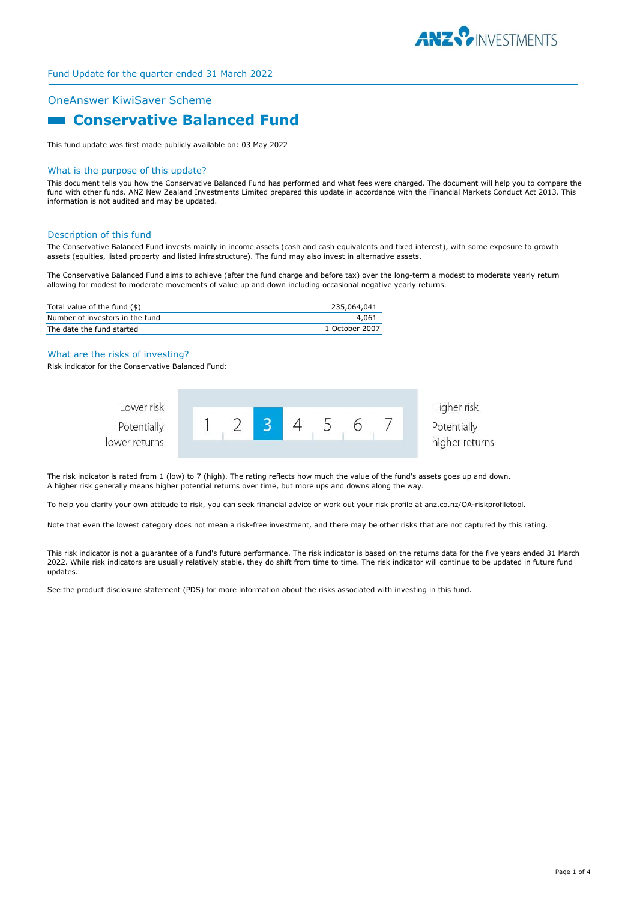Fund Update for the quarter ended 31 March 2022

## OneAnswer KiwiSaver Scheme

# Conservative Balanced Fund

This fund update was first made publicly available on: 03 May 2022

## What is the purpose of this update?

This document tells you how the Conservative Balanced Fund has performed and what fees were charged. The document will help you to compare the fund with other funds. ANZ New Zealand Investments Limited prepared this update in accordance with the Financial Markets Conduct Act 2013. This information is not audited and may be updated.

## Description of this fund

The Conservative Balanced Fund invests mainly in income assets (cash and cash equivalents and fixed interest), with some exposure to growth assets (equities, listed property and listed infrastructure). The fund may also invest in alternative assets.

The Conservative Balanced Fund aims to achieve (after the fund charge and before tax) over the long-term a modest to moderate yearly return allowing for modest to moderate movements of value up and down including occasional negative yearly returns.

| | |
|---|---|
| Total value of the fund ($) | 235,064,041 |
| Number of investors in the fund | 4,061 |
| The date the fund started | 1 October 2007 |

## What are the risks of investing?

Risk indicator for the Conservative Balanced Fund:

| Lower risk<br>Potentially lower returns | 1 | 2 | **3** | 4 | 5 | 6 | 7 | Higher risk<br>Potentially higher returns |
|---|---|---|---|---|---|---|---|---|

The risk indicator is rated from 1 (low) to 7 (high). The rating reflects how much the value of the fund's assets goes up and down. A higher risk generally means higher potential returns over time, but more ups and downs along the way.

To help you clarify your own attitude to risk, you can seek financial advice or work out your risk profile at anz.co.nz/OA-riskprofiletool.

Note that even the lowest category does not mean a risk-free investment, and there may be other risks that are not captured by this rating.

This risk indicator is not a guarantee of a fund's future performance. The risk indicator is based on the returns data for the five years ended 31 March 2022. While risk indicators are usually relatively stable, they do shift from time to time. The risk indicator will continue to be updated in future fund updates.

See the product disclosure statement (PDS) for more information about the risks associated with investing in this fund.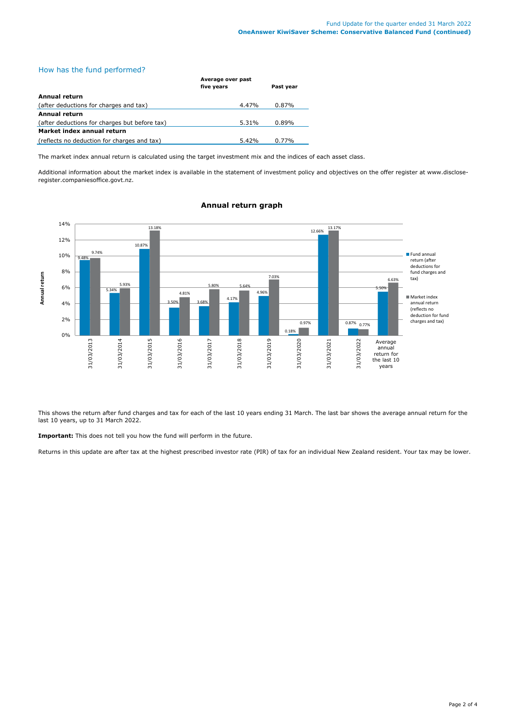## How has the fund performed?

| | Average over past five years | Past year |
|---|---|---|
| **Annual return** | | |
| (after deductions for charges and tax) | 4.47% | 0.87% |
| **Annual return** | | |
| (after deductions for charges but before tax) | 5.31% | 0.89% |
| **Market index annual return** | | |
| (reflects no deduction for charges and tax) | 5.42% | 0.77% |

The market index annual return is calculated using the target investment mix and the indices of each asset class.

Additional information about the market index is available in the statement of investment policy and objectives on the offer register at www.disclose-register.companiesoffice.govt.nz.

### Annual return graph

| | Fund annual return (after deductions for fund charges and tax) | Market index annual return (reflects no deduction for fund charges and tax) |
|---|---|---|
| 31/03/2013 | 9.48% | 9.74% |
| 31/03/2014 | 5.34% | 5.93% |
| 31/03/2015 | 10.87% | 13.18% |
| 31/03/2016 | 3.50% | 4.81% |
| 31/03/2017 | 3.68% | 5.80% |
| 31/03/2018 | 4.17% | 5.64% |
| 31/03/2019 | 4.96% | 7.03% |
| 31/03/2020 | 0.18% | 0.97% |
| 31/03/2021 | 12.66% | 13.17% |
| 31/03/2022 | 0.87% | 0.77% |
| Average annual return for the last 10 years | 5.50% | 6.63% |

This shows the return after fund charges and tax for each of the last 10 years ending 31 March. The last bar shows the average annual return for the last 10 years, up to 31 March 2022.

**Important:** This does not tell you how the fund will perform in the future.

Returns in this update are after tax at the highest prescribed investor rate (PIR) of tax for an individual New Zealand resident. Your tax may be lower.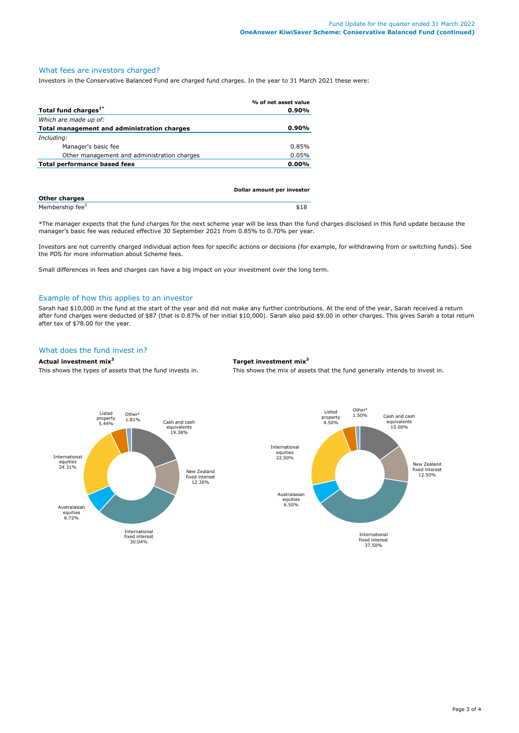## What fees are investors charged?

Investors in the Conservative Balanced Fund are charged fund charges. In the year to 31 March 2021 these were:

| | % of net asset value |
|---|---|
| **Total fund charges[1*]** | **0.90%** |
| *Which are made up of:* | |
| **Total management and administration charges** | **0.90%** |
| *Including:* | |
| Manager's basic fee | 0.85% |
| Other management and administration charges | 0.05% |
| **Total performance based fees** | **0.00%** |

| **Other charges** | Dollar amount per investor |
|---|---|
| Membership fee[2] | $18 |

*The manager expects that the fund charges for the next scheme year will be less than the fund charges disclosed in this fund update because the manager's basic fee was reduced effective 30 September 2021 from 0.85% to 0.70% per year.

Investors are not currently charged individual action fees for specific actions or decisions (for example, for withdrawing from or switching funds). See the PDS for more information about Scheme fees.

Small differences in fees and charges can have a big impact on your investment over the long term.

## Example of how this applies to an investor

Sarah had $10,000 in the fund at the start of the year and did not make any further contributions. At the end of the year, Sarah received a return after fund charges were deducted of $87 (that is 0.87% of her initial $10,000). Sarah also paid $9.00 in other charges. This gives Sarah a total return after tax of $78.00 for the year.

## What does the fund invest in?

**Actual investment mix[3]**

This shows the types of assets that the fund invests in.

| Asset type | Actual |
|---|---|
| Cash and cash equivalents | 19.38% |
| New Zealand fixed interest | 12.30% |
| International fixed interest | 30.04% |
| Australasian equities | 6.72% |
| International equities | 24.31% |
| Listed property | 5.44% |
| Other[4] | 1.81% |

**Target investment mix[3]**

This shows the mix of assets that the fund generally intends to invest in.

| Asset type | Target |
|---|---|
| Cash and cash equivalents | 15.00% |
| New Zealand fixed interest | 12.50% |
| International fixed interest | 37.50% |
| Australasian equities | 6.50% |
| International equities | 22.50% |
| Listed property | 4.50% |
| Other[4] | 1.50% |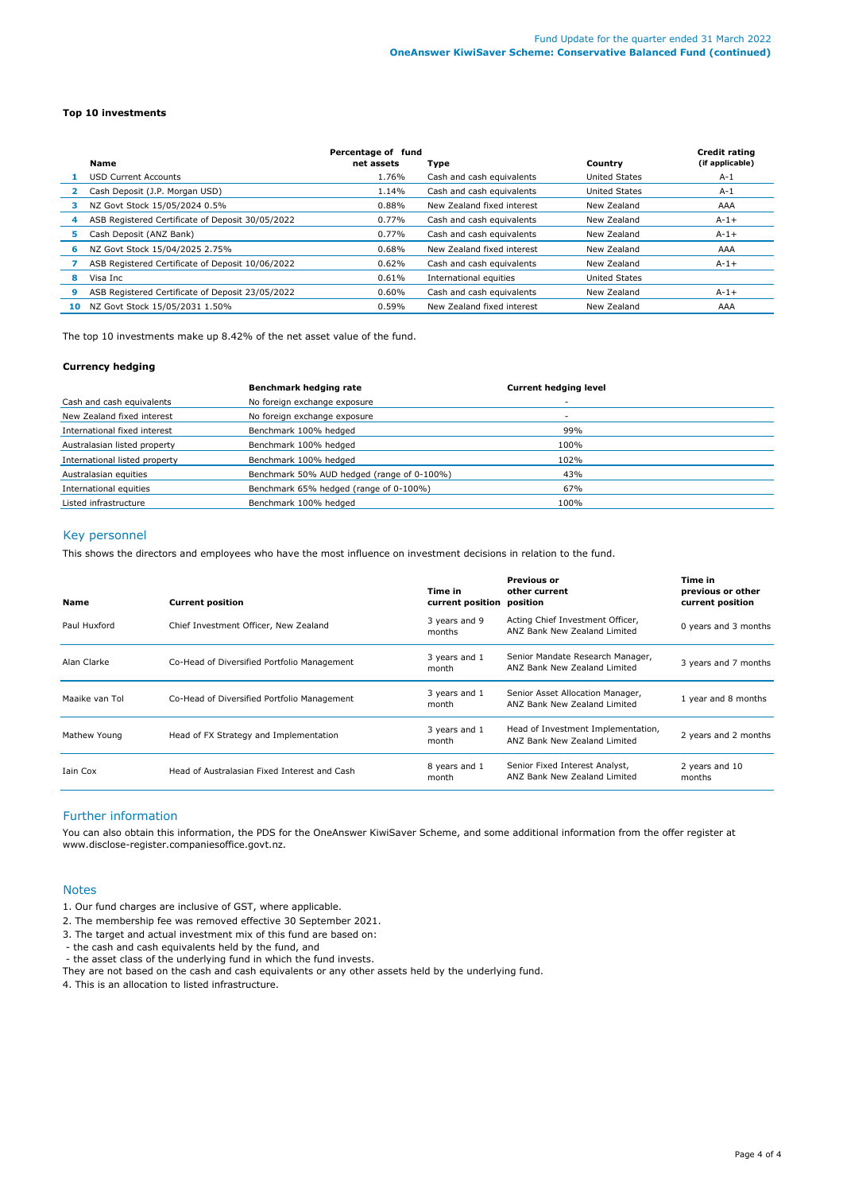### Top 10 investments

| | Name | Percentage of fund net assets | Type | Country | Credit rating (if applicable) |
|---|---|---|---|---|---|
| 1 | USD Current Accounts | 1.76% | Cash and cash equivalents | United States | A-1 |
| 2 | Cash Deposit (J.P. Morgan USD) | 1.14% | Cash and cash equivalents | United States | A-1 |
| 3 | NZ Govt Stock 15/05/2024 0.5% | 0.88% | New Zealand fixed interest | New Zealand | AAA |
| 4 | ASB Registered Certificate of Deposit 30/05/2022 | 0.77% | Cash and cash equivalents | New Zealand | A-1+ |
| 5 | Cash Deposit (ANZ Bank) | 0.77% | Cash and cash equivalents | New Zealand | A-1+ |
| 6 | NZ Govt Stock 15/04/2025 2.75% | 0.68% | New Zealand fixed interest | New Zealand | AAA |
| 7 | ASB Registered Certificate of Deposit 10/06/2022 | 0.62% | Cash and cash equivalents | New Zealand | A-1+ |
| 8 | Visa Inc | 0.61% | International equities | United States | |
| 9 | ASB Registered Certificate of Deposit 23/05/2022 | 0.60% | Cash and cash equivalents | New Zealand | A-1+ |
| 10 | NZ Govt Stock 15/05/2031 1.50% | 0.59% | New Zealand fixed interest | New Zealand | AAA |

The top 10 investments make up 8.42% of the net asset value of the fund.

### Currency hedging

| | Benchmark hedging rate | Current hedging level |
|---|---|---|
| Cash and cash equivalents | No foreign exchange exposure | - |
| New Zealand fixed interest | No foreign exchange exposure | - |
| International fixed interest | Benchmark 100% hedged | 99% |
| Australasian listed property | Benchmark 100% hedged | 100% |
| International listed property | Benchmark 100% hedged | 102% |
| Australasian equities | Benchmark 50% AUD hedged (range of 0-100%) | 43% |
| International equities | Benchmark 65% hedged (range of 0-100%) | 67% |
| Listed infrastructure | Benchmark 100% hedged | 100% |

## Key personnel

This shows the directors and employees who have the most influence on investment decisions in relation to the fund.

| Name | Current position | Time in current position | Previous or other current position | Time in previous or other current position |
|---|---|---|---|---|
| Paul Huxford | Chief Investment Officer, New Zealand | 3 years and 9 months | Acting Chief Investment Officer, ANZ Bank New Zealand Limited | 0 years and 3 months |
| Alan Clarke | Co-Head of Diversified Portfolio Management | 3 years and 1 month | Senior Mandate Research Manager, ANZ Bank New Zealand Limited | 3 years and 7 months |
| Maaike van Tol | Co-Head of Diversified Portfolio Management | 3 years and 1 month | Senior Asset Allocation Manager, ANZ Bank New Zealand Limited | 1 year and 8 months |
| Mathew Young | Head of FX Strategy and Implementation | 3 years and 1 month | Head of Investment Implementation, ANZ Bank New Zealand Limited | 2 years and 2 months |
| Iain Cox | Head of Australasian Fixed Interest and Cash | 8 years and 1 month | Senior Fixed Interest Analyst, ANZ Bank New Zealand Limited | 2 years and 10 months |

## Further information

You can also obtain this information, the PDS for the OneAnswer KiwiSaver Scheme, and some additional information from the offer register at www.disclose-register.companiesoffice.govt.nz.

## Notes

1. Our fund charges are inclusive of GST, where applicable.
2. The membership fee was removed effective 30 September 2021.
3. The target and actual investment mix of this fund are based on:
 - the cash and cash equivalents held by the fund, and
 - the asset class of the underlying fund in which the fund invests.

They are not based on the cash and cash equivalents or any other assets held by the underlying fund.

4. This is an allocation to listed infrastructure.